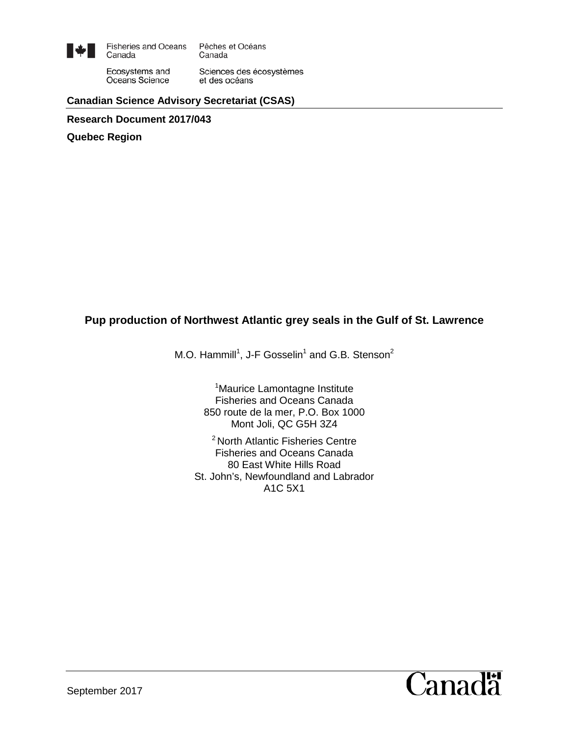Fisheries and Oceans Canada | Pêches et Océans Canada

Ecosystems and Oceans Science | Sciences des écosystèmes et des océans

**Canadian Science Advisory Secretariat (CSAS)**

**Research Document 2017/043**

**Quebec Region**

# Pup production of Northwest Atlantic grey seals in the Gulf of St. Lawrence

M.O. Hammill[1], J-F Gosselin[1] and G.B. Stenson[2]

[1]Maurice Lamontagne Institute
Fisheries and Oceans Canada
850 route de la mer, P.O. Box 1000
Mont Joli, QC G5H 3Z4

[2] North Atlantic Fisheries Centre
Fisheries and Oceans Canada
80 East White Hills Road
St. John's, Newfoundland and Labrador
A1C 5X1

September 2017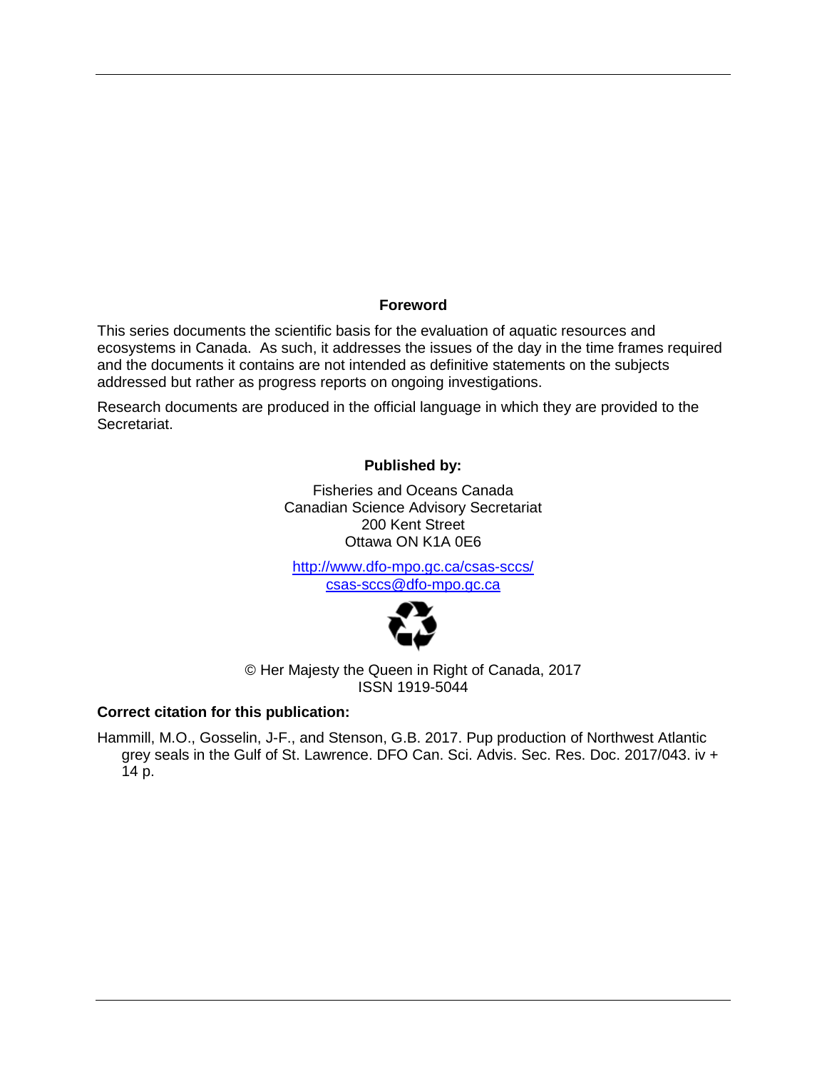## Foreword

This series documents the scientific basis for the evaluation of aquatic resources and ecosystems in Canada. As such, it addresses the issues of the day in the time frames required and the documents it contains are not intended as definitive statements on the subjects addressed but rather as progress reports on ongoing investigations.

Research documents are produced in the official language in which they are provided to the Secretariat.

**Published by:**

Fisheries and Oceans Canada
Canadian Science Advisory Secretariat
200 Kent Street
Ottawa ON K1A 0E6

http://www.dfo-mpo.gc.ca/csas-sccs/
csas-sccs@dfo-mpo.gc.ca

© Her Majesty the Queen in Right of Canada, 2017
ISSN 1919-5044

**Correct citation for this publication:**

Hammill, M.O., Gosselin, J-F., and Stenson, G.B. 2017. Pup production of Northwest Atlantic grey seals in the Gulf of St. Lawrence. DFO Can. Sci. Advis. Sec. Res. Doc. 2017/043. iv + 14 p.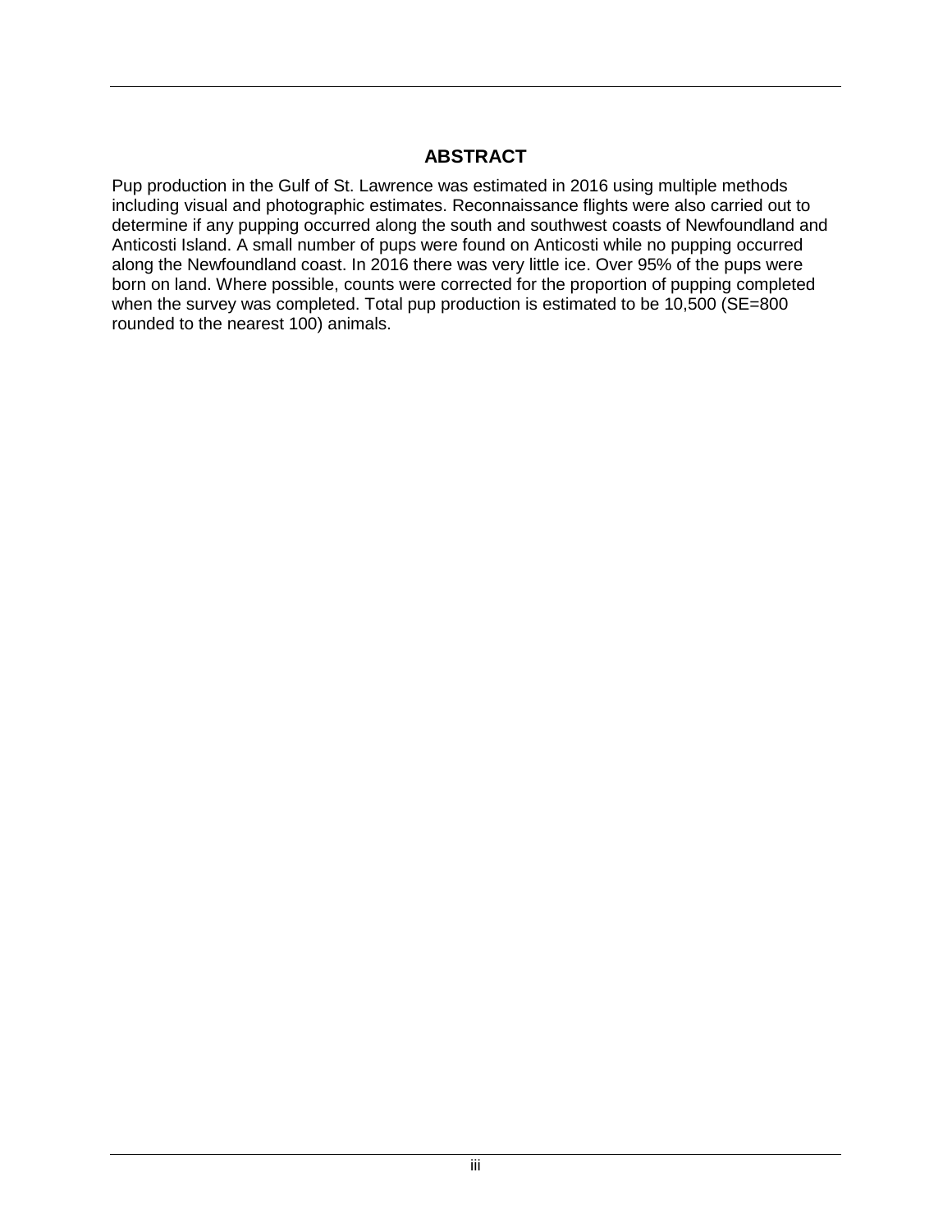## ABSTRACT

Pup production in the Gulf of St. Lawrence was estimated in 2016 using multiple methods including visual and photographic estimates. Reconnaissance flights were also carried out to determine if any pupping occurred along the south and southwest coasts of Newfoundland and Anticosti Island. A small number of pups were found on Anticosti while no pupping occurred along the Newfoundland coast. In 2016 there was very little ice. Over 95% of the pups were born on land. Where possible, counts were corrected for the proportion of pupping completed when the survey was completed. Total pup production is estimated to be 10,500 (SE=800 rounded to the nearest 100) animals.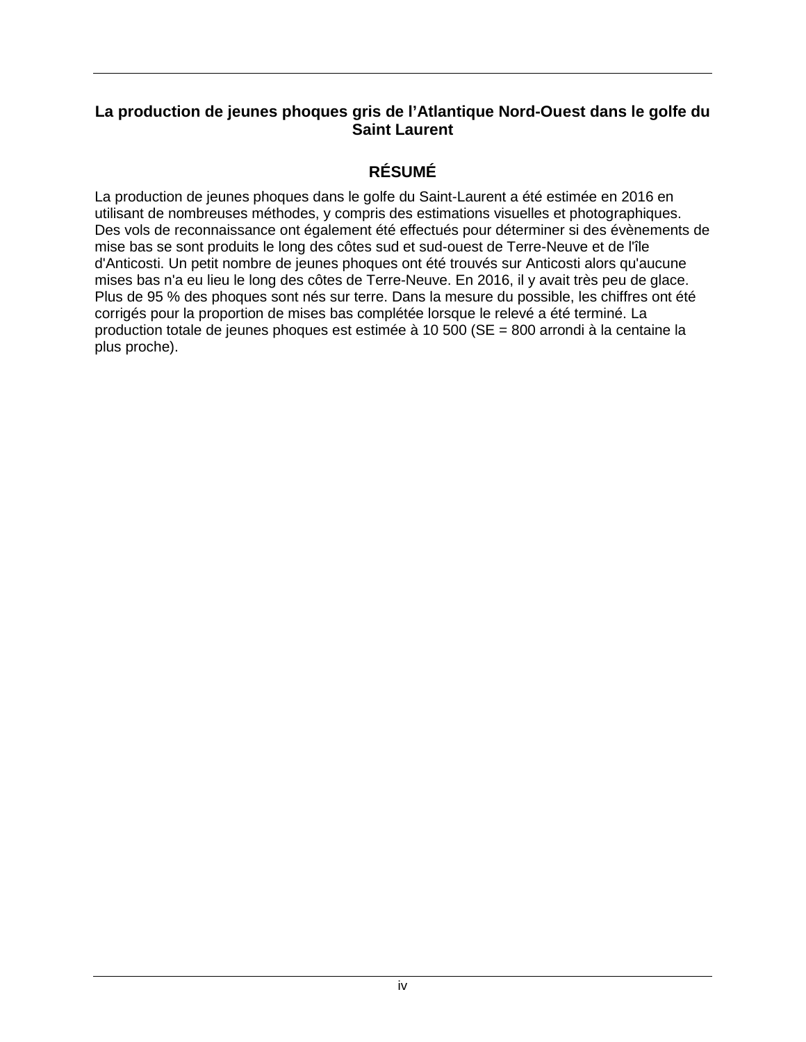# La production de jeunes phoques gris de l’Atlantique Nord-Ouest dans le golfe du Saint Laurent

## RÉSUMÉ

La production de jeunes phoques dans le golfe du Saint-Laurent a été estimée en 2016 en utilisant de nombreuses méthodes, y compris des estimations visuelles et photographiques. Des vols de reconnaissance ont également été effectués pour déterminer si des évènements de mise bas se sont produits le long des côtes sud et sud-ouest de Terre-Neuve et de l'île d'Anticosti. Un petit nombre de jeunes phoques ont été trouvés sur Anticosti alors qu'aucune mises bas n'a eu lieu le long des côtes de Terre-Neuve. En 2016, il y avait très peu de glace. Plus de 95 % des phoques sont nés sur terre. Dans la mesure du possible, les chiffres ont été corrigés pour la proportion de mises bas complétée lorsque le relevé a été terminé. La production totale de jeunes phoques est estimée à 10 500 (SE = 800 arrondi à la centaine la plus proche).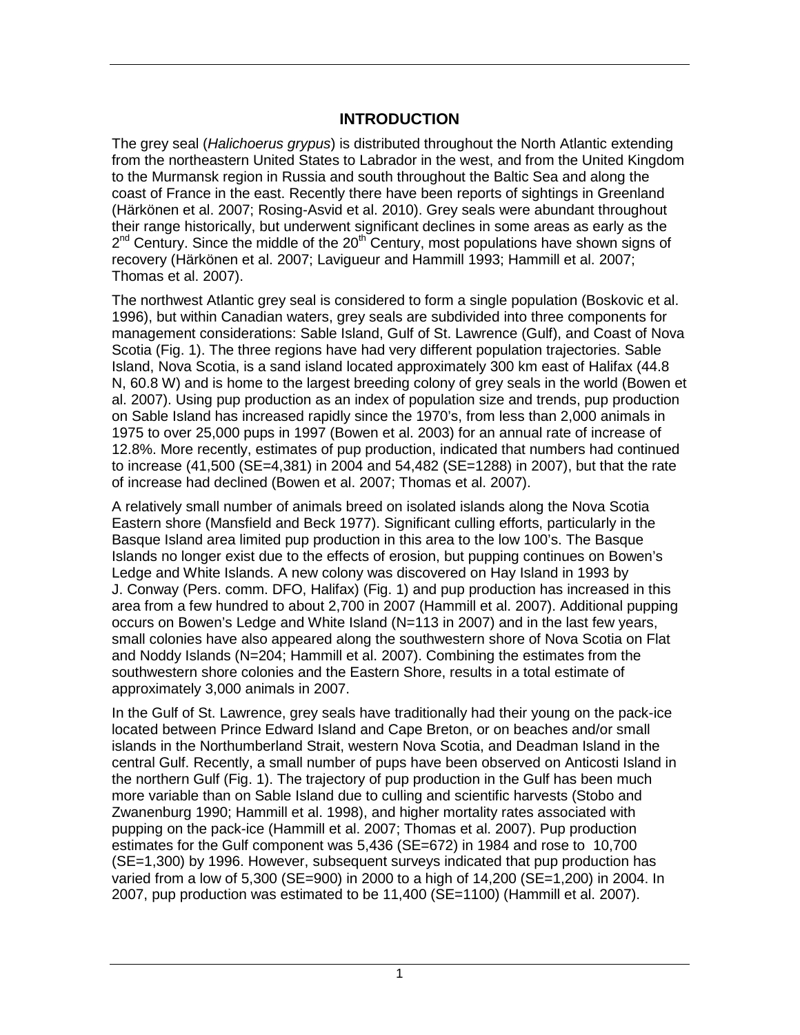## INTRODUCTION

The grey seal (*Halichoerus grypus*) is distributed throughout the North Atlantic extending from the northeastern United States to Labrador in the west, and from the United Kingdom to the Murmansk region in Russia and south throughout the Baltic Sea and along the coast of France in the east. Recently there have been reports of sightings in Greenland (Härkönen et al. 2007; Rosing-Asvid et al. 2010). Grey seals were abundant throughout their range historically, but underwent significant declines in some areas as early as the 2nd Century. Since the middle of the 20th Century, most populations have shown signs of recovery (Härkönen et al. 2007; Lavigueur and Hammill 1993; Hammill et al. 2007; Thomas et al. 2007).

The northwest Atlantic grey seal is considered to form a single population (Boskovic et al. 1996), but within Canadian waters, grey seals are subdivided into three components for management considerations: Sable Island, Gulf of St. Lawrence (Gulf), and Coast of Nova Scotia (Fig. 1). The three regions have had very different population trajectories. Sable Island, Nova Scotia, is a sand island located approximately 300 km east of Halifax (44.8 N, 60.8 W) and is home to the largest breeding colony of grey seals in the world (Bowen et al. 2007). Using pup production as an index of population size and trends, pup production on Sable Island has increased rapidly since the 1970's, from less than 2,000 animals in 1975 to over 25,000 pups in 1997 (Bowen et al. 2003) for an annual rate of increase of 12.8%. More recently, estimates of pup production, indicated that numbers had continued to increase (41,500 (SE=4,381) in 2004 and 54,482 (SE=1288) in 2007), but that the rate of increase had declined (Bowen et al. 2007; Thomas et al. 2007).

A relatively small number of animals breed on isolated islands along the Nova Scotia Eastern shore (Mansfield and Beck 1977). Significant culling efforts, particularly in the Basque Island area limited pup production in this area to the low 100's. The Basque Islands no longer exist due to the effects of erosion, but pupping continues on Bowen's Ledge and White Islands. A new colony was discovered on Hay Island in 1993 by J. Conway (Pers. comm. DFO, Halifax) (Fig. 1) and pup production has increased in this area from a few hundred to about 2,700 in 2007 (Hammill et al. 2007). Additional pupping occurs on Bowen's Ledge and White Island (N=113 in 2007) and in the last few years, small colonies have also appeared along the southwestern shore of Nova Scotia on Flat and Noddy Islands (N=204; Hammill et al. 2007). Combining the estimates from the southwestern shore colonies and the Eastern Shore, results in a total estimate of approximately 3,000 animals in 2007.

In the Gulf of St. Lawrence, grey seals have traditionally had their young on the pack-ice located between Prince Edward Island and Cape Breton, or on beaches and/or small islands in the Northumberland Strait, western Nova Scotia, and Deadman Island in the central Gulf. Recently, a small number of pups have been observed on Anticosti Island in the northern Gulf (Fig. 1). The trajectory of pup production in the Gulf has been much more variable than on Sable Island due to culling and scientific harvests (Stobo and Zwanenburg 1990; Hammill et al. 1998), and higher mortality rates associated with pupping on the pack-ice (Hammill et al. 2007; Thomas et al. 2007). Pup production estimates for the Gulf component was 5,436 (SE=672) in 1984 and rose to 10,700 (SE=1,300) by 1996. However, subsequent surveys indicated that pup production has varied from a low of 5,300 (SE=900) in 2000 to a high of 14,200 (SE=1,200) in 2004. In 2007, pup production was estimated to be 11,400 (SE=1100) (Hammill et al. 2007).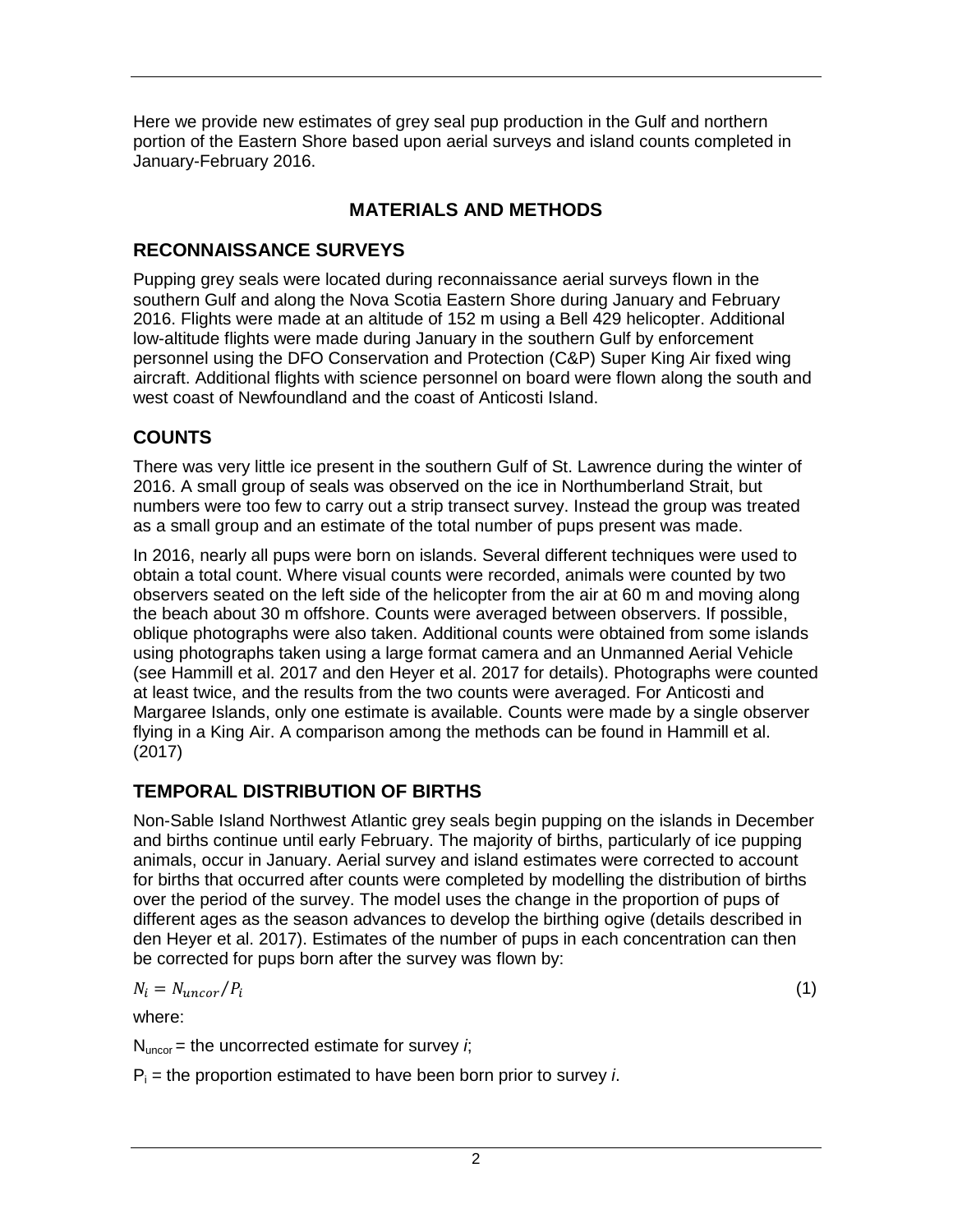Here we provide new estimates of grey seal pup production in the Gulf and northern portion of the Eastern Shore based upon aerial surveys and island counts completed in January-February 2016.

## MATERIALS AND METHODS

### RECONNAISSANCE SURVEYS

Pupping grey seals were located during reconnaissance aerial surveys flown in the southern Gulf and along the Nova Scotia Eastern Shore during January and February 2016. Flights were made at an altitude of 152 m using a Bell 429 helicopter. Additional low-altitude flights were made during January in the southern Gulf by enforcement personnel using the DFO Conservation and Protection (C&P) Super King Air fixed wing aircraft. Additional flights with science personnel on board were flown along the south and west coast of Newfoundland and the coast of Anticosti Island.

### COUNTS

There was very little ice present in the southern Gulf of St. Lawrence during the winter of 2016. A small group of seals was observed on the ice in Northumberland Strait, but numbers were too few to carry out a strip transect survey. Instead the group was treated as a small group and an estimate of the total number of pups present was made.

In 2016, nearly all pups were born on islands. Several different techniques were used to obtain a total count. Where visual counts were recorded, animals were counted by two observers seated on the left side of the helicopter from the air at 60 m and moving along the beach about 30 m offshore. Counts were averaged between observers. If possible, oblique photographs were also taken. Additional counts were obtained from some islands using photographs taken using a large format camera and an Unmanned Aerial Vehicle (see Hammill et al. 2017 and den Heyer et al. 2017 for details). Photographs were counted at least twice, and the results from the two counts were averaged. For Anticosti and Margaree Islands, only one estimate is available. Counts were made by a single observer flying in a King Air. A comparison among the methods can be found in Hammill et al. (2017)

### TEMPORAL DISTRIBUTION OF BIRTHS

Non-Sable Island Northwest Atlantic grey seals begin pupping on the islands in December and births continue until early February. The majority of births, particularly of ice pupping animals, occur in January. Aerial survey and island estimates were corrected to account for births that occurred after counts were completed by modelling the distribution of births over the period of the survey. The model uses the change in the proportion of pups of different ages as the season advances to develop the birthing ogive (details described in den Heyer et al. 2017). Estimates of the number of pups in each concentration can then be corrected for pups born after the survey was flown by:

$$N_i = N_{uncor}/P_i \qquad (1)$$

where:

$N_{uncor}$ = the uncorrected estimate for survey *i*;

$P_i$ = the proportion estimated to have been born prior to survey *i*.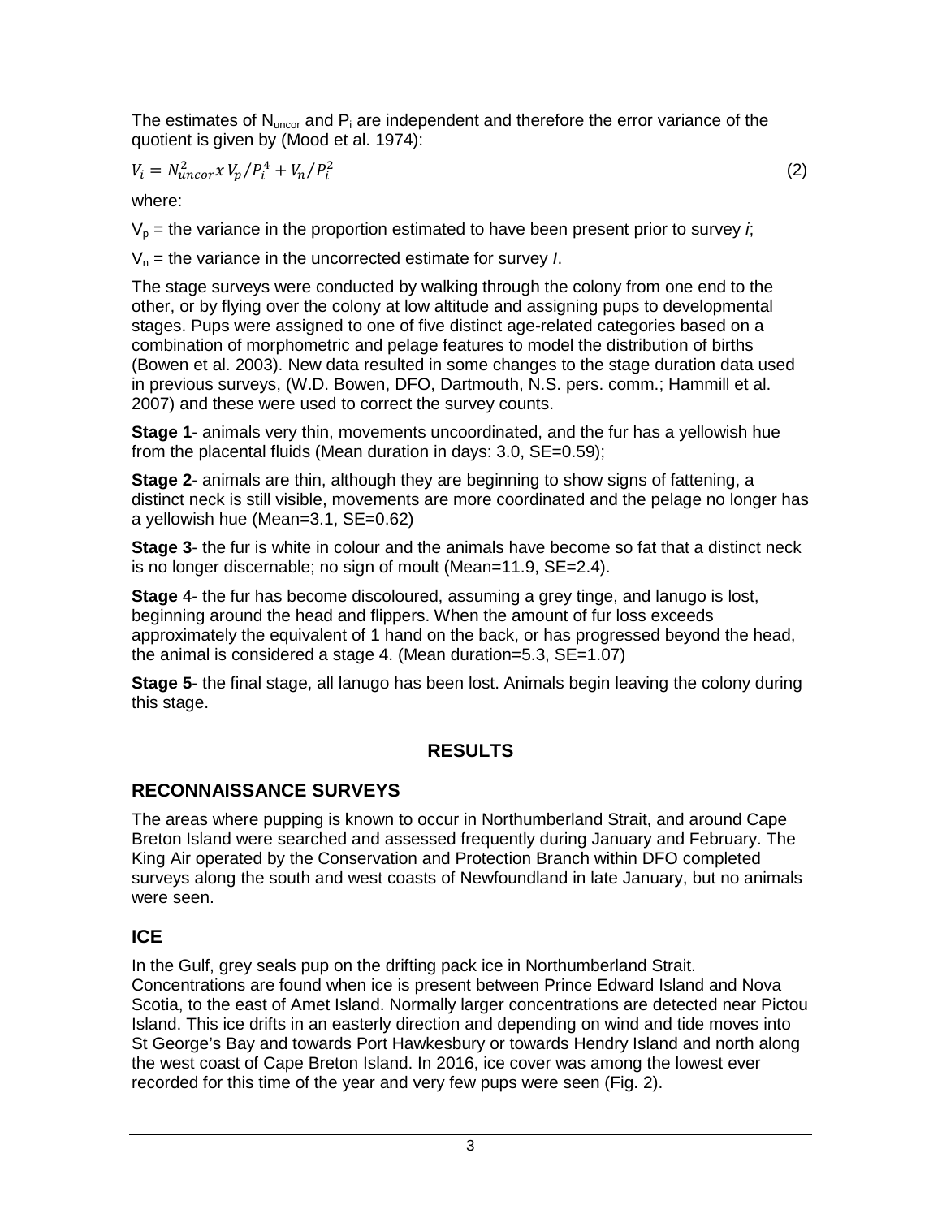The estimates of $N_{uncor}$ and $P_i$ are independent and therefore the error variance of the quotient is given by (Mood et al. 1974):

$$V_i = N_{uncor}^2 x\, V_p/P_i^4 + V_n/P_i^2 \quad (2)$$

where:

$V_p$ = the variance in the proportion estimated to have been present prior to survey *i*;

$V_n$ = the variance in the uncorrected estimate for survey *I*.

The stage surveys were conducted by walking through the colony from one end to the other, or by flying over the colony at low altitude and assigning pups to developmental stages. Pups were assigned to one of five distinct age-related categories based on a combination of morphometric and pelage features to model the distribution of births (Bowen et al. 2003). New data resulted in some changes to the stage duration data used in previous surveys, (W.D. Bowen, DFO, Dartmouth, N.S. pers. comm.; Hammill et al. 2007) and these were used to correct the survey counts.

**Stage 1**- animals very thin, movements uncoordinated, and the fur has a yellowish hue from the placental fluids (Mean duration in days: 3.0, SE=0.59);

**Stage 2**- animals are thin, although they are beginning to show signs of fattening, a distinct neck is still visible, movements are more coordinated and the pelage no longer has a yellowish hue (Mean=3.1, SE=0.62)

**Stage 3**- the fur is white in colour and the animals have become so fat that a distinct neck is no longer discernable; no sign of moult (Mean=11.9, SE=2.4).

**Stage** 4- the fur has become discoloured, assuming a grey tinge, and lanugo is lost, beginning around the head and flippers. When the amount of fur loss exceeds approximately the equivalent of 1 hand on the back, or has progressed beyond the head, the animal is considered a stage 4. (Mean duration=5.3, SE=1.07)

**Stage 5**- the final stage, all lanugo has been lost. Animals begin leaving the colony during this stage.

# RESULTS

## RECONNAISSANCE SURVEYS

The areas where pupping is known to occur in Northumberland Strait, and around Cape Breton Island were searched and assessed frequently during January and February. The King Air operated by the Conservation and Protection Branch within DFO completed surveys along the south and west coasts of Newfoundland in late January, but no animals were seen.

## ICE

In the Gulf, grey seals pup on the drifting pack ice in Northumberland Strait. Concentrations are found when ice is present between Prince Edward Island and Nova Scotia, to the east of Amet Island. Normally larger concentrations are detected near Pictou Island. This ice drifts in an easterly direction and depending on wind and tide moves into St George's Bay and towards Port Hawkesbury or towards Hendry Island and north along the west coast of Cape Breton Island. In 2016, ice cover was among the lowest ever recorded for this time of the year and very few pups were seen (Fig. 2).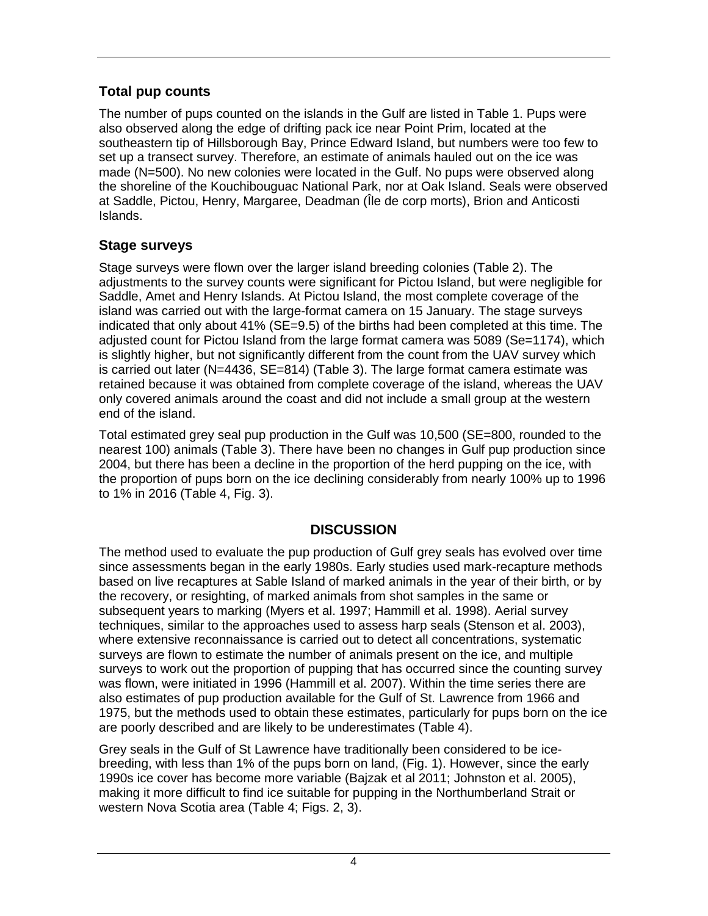### Total pup counts

The number of pups counted on the islands in the Gulf are listed in Table 1. Pups were also observed along the edge of drifting pack ice near Point Prim, located at the southeastern tip of Hillsborough Bay, Prince Edward Island, but numbers were too few to set up a transect survey. Therefore, an estimate of animals hauled out on the ice was made (N=500). No new colonies were located in the Gulf. No pups were observed along the shoreline of the Kouchibouguac National Park, nor at Oak Island. Seals were observed at Saddle, Pictou, Henry, Margaree, Deadman (Île de corp morts), Brion and Anticosti Islands.

### Stage surveys

Stage surveys were flown over the larger island breeding colonies (Table 2). The adjustments to the survey counts were significant for Pictou Island, but were negligible for Saddle, Amet and Henry Islands. At Pictou Island, the most complete coverage of the island was carried out with the large-format camera on 15 January. The stage surveys indicated that only about 41% (SE=9.5) of the births had been completed at this time. The adjusted count for Pictou Island from the large format camera was 5089 (Se=1174), which is slightly higher, but not significantly different from the count from the UAV survey which is carried out later (N=4436, SE=814) (Table 3). The large format camera estimate was retained because it was obtained from complete coverage of the island, whereas the UAV only covered animals around the coast and did not include a small group at the western end of the island.

Total estimated grey seal pup production in the Gulf was 10,500 (SE=800, rounded to the nearest 100) animals (Table 3). There have been no changes in Gulf pup production since 2004, but there has been a decline in the proportion of the herd pupping on the ice, with the proportion of pups born on the ice declining considerably from nearly 100% up to 1996 to 1% in 2016 (Table 4, Fig. 3).

## DISCUSSION

The method used to evaluate the pup production of Gulf grey seals has evolved over time since assessments began in the early 1980s. Early studies used mark-recapture methods based on live recaptures at Sable Island of marked animals in the year of their birth, or by the recovery, or resighting, of marked animals from shot samples in the same or subsequent years to marking (Myers et al. 1997; Hammill et al. 1998). Aerial survey techniques, similar to the approaches used to assess harp seals (Stenson et al. 2003), where extensive reconnaissance is carried out to detect all concentrations, systematic surveys are flown to estimate the number of animals present on the ice, and multiple surveys to work out the proportion of pupping that has occurred since the counting survey was flown, were initiated in 1996 (Hammill et al. 2007). Within the time series there are also estimates of pup production available for the Gulf of St. Lawrence from 1966 and 1975, but the methods used to obtain these estimates, particularly for pups born on the ice are poorly described and are likely to be underestimates (Table 4).

Grey seals in the Gulf of St Lawrence have traditionally been considered to be ice-breeding, with less than 1% of the pups born on land, (Fig. 1). However, since the early 1990s ice cover has become more variable (Bajzak et al 2011; Johnston et al. 2005), making it more difficult to find ice suitable for pupping in the Northumberland Strait or western Nova Scotia area (Table 4; Figs. 2, 3).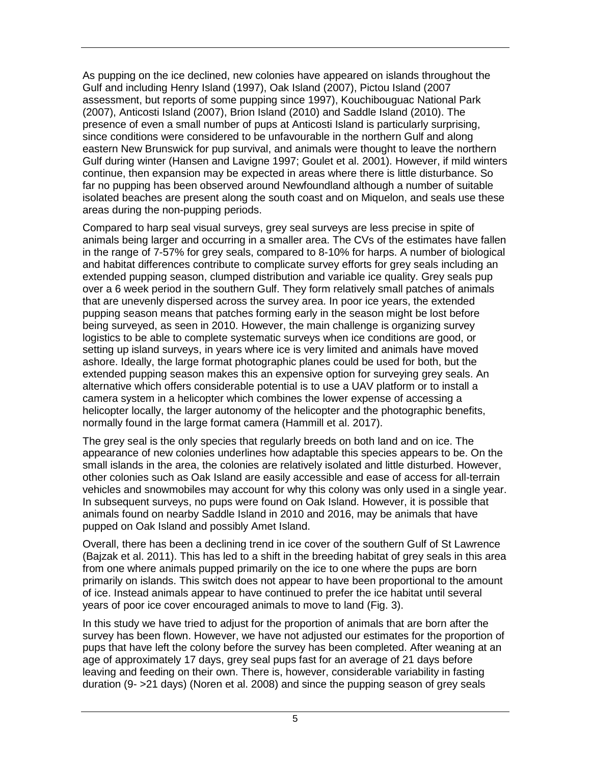As pupping on the ice declined, new colonies have appeared on islands throughout the Gulf and including Henry Island (1997), Oak Island (2007), Pictou Island (2007 assessment, but reports of some pupping since 1997), Kouchibouguac National Park (2007), Anticosti Island (2007), Brion Island (2010) and Saddle Island (2010). The presence of even a small number of pups at Anticosti Island is particularly surprising, since conditions were considered to be unfavourable in the northern Gulf and along eastern New Brunswick for pup survival, and animals were thought to leave the northern Gulf during winter (Hansen and Lavigne 1997; Goulet et al. 2001). However, if mild winters continue, then expansion may be expected in areas where there is little disturbance. So far no pupping has been observed around Newfoundland although a number of suitable isolated beaches are present along the south coast and on Miquelon, and seals use these areas during the non-pupping periods.

Compared to harp seal visual surveys, grey seal surveys are less precise in spite of animals being larger and occurring in a smaller area. The CVs of the estimates have fallen in the range of 7-57% for grey seals, compared to 8-10% for harps. A number of biological and habitat differences contribute to complicate survey efforts for grey seals including an extended pupping season, clumped distribution and variable ice quality. Grey seals pup over a 6 week period in the southern Gulf. They form relatively small patches of animals that are unevenly dispersed across the survey area. In poor ice years, the extended pupping season means that patches forming early in the season might be lost before being surveyed, as seen in 2010. However, the main challenge is organizing survey logistics to be able to complete systematic surveys when ice conditions are good, or setting up island surveys, in years where ice is very limited and animals have moved ashore. Ideally, the large format photographic planes could be used for both, but the extended pupping season makes this an expensive option for surveying grey seals. An alternative which offers considerable potential is to use a UAV platform or to install a camera system in a helicopter which combines the lower expense of accessing a helicopter locally, the larger autonomy of the helicopter and the photographic benefits, normally found in the large format camera (Hammill et al. 2017).

The grey seal is the only species that regularly breeds on both land and on ice. The appearance of new colonies underlines how adaptable this species appears to be. On the small islands in the area, the colonies are relatively isolated and little disturbed. However, other colonies such as Oak Island are easily accessible and ease of access for all-terrain vehicles and snowmobiles may account for why this colony was only used in a single year. In subsequent surveys, no pups were found on Oak Island. However, it is possible that animals found on nearby Saddle Island in 2010 and 2016, may be animals that have pupped on Oak Island and possibly Amet Island.

Overall, there has been a declining trend in ice cover of the southern Gulf of St Lawrence (Bajzak et al. 2011). This has led to a shift in the breeding habitat of grey seals in this area from one where animals pupped primarily on the ice to one where the pups are born primarily on islands. This switch does not appear to have been proportional to the amount of ice. Instead animals appear to have continued to prefer the ice habitat until several years of poor ice cover encouraged animals to move to land (Fig. 3).

In this study we have tried to adjust for the proportion of animals that are born after the survey has been flown. However, we have not adjusted our estimates for the proportion of pups that have left the colony before the survey has been completed. After weaning at an age of approximately 17 days, grey seal pups fast for an average of 21 days before leaving and feeding on their own. There is, however, considerable variability in fasting duration (9- >21 days) (Noren et al. 2008) and since the pupping season of grey seals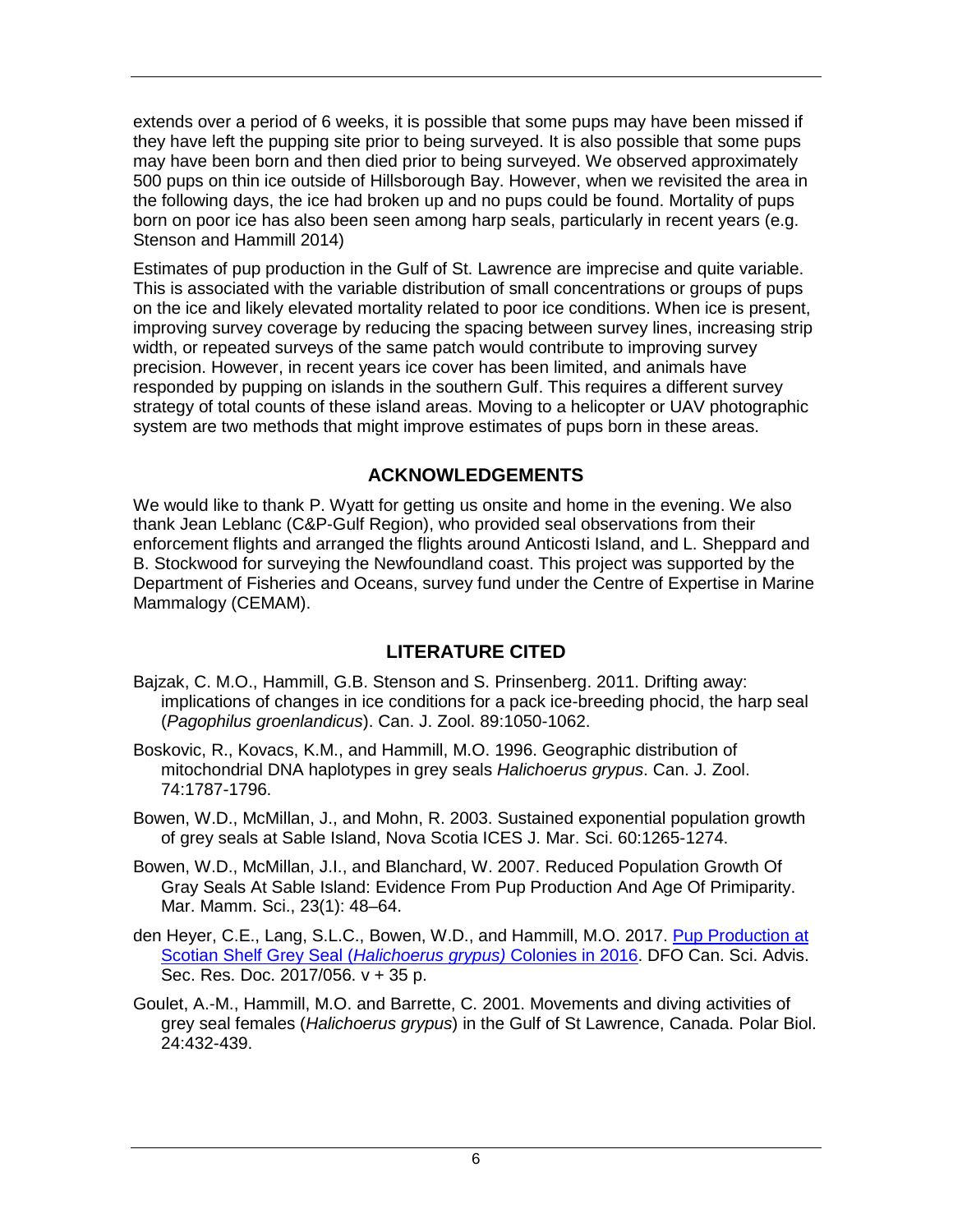extends over a period of 6 weeks, it is possible that some pups may have been missed if they have left the pupping site prior to being surveyed. It is also possible that some pups may have been born and then died prior to being surveyed. We observed approximately 500 pups on thin ice outside of Hillsborough Bay. However, when we revisited the area in the following days, the ice had broken up and no pups could be found. Mortality of pups born on poor ice has also been seen among harp seals, particularly in recent years (e.g. Stenson and Hammill 2014)

Estimates of pup production in the Gulf of St. Lawrence are imprecise and quite variable. This is associated with the variable distribution of small concentrations or groups of pups on the ice and likely elevated mortality related to poor ice conditions. When ice is present, improving survey coverage by reducing the spacing between survey lines, increasing strip width, or repeated surveys of the same patch would contribute to improving survey precision. However, in recent years ice cover has been limited, and animals have responded by pupping on islands in the southern Gulf. This requires a different survey strategy of total counts of these island areas. Moving to a helicopter or UAV photographic system are two methods that might improve estimates of pups born in these areas.

## ACKNOWLEDGEMENTS

We would like to thank P. Wyatt for getting us onsite and home in the evening. We also thank Jean Leblanc (C&P-Gulf Region), who provided seal observations from their enforcement flights and arranged the flights around Anticosti Island, and L. Sheppard and B. Stockwood for surveying the Newfoundland coast. This project was supported by the Department of Fisheries and Oceans, survey fund under the Centre of Expertise in Marine Mammalogy (CEMAM).

## LITERATURE CITED

Bajzak, C. M.O., Hammill, G.B. Stenson and S. Prinsenberg. 2011. Drifting away: implications of changes in ice conditions for a pack ice-breeding phocid, the harp seal (*Pagophilus groenlandicus*). Can. J. Zool. 89:1050-1062.

Boskovic, R., Kovacs, K.M., and Hammill, M.O. 1996. Geographic distribution of mitochondrial DNA haplotypes in grey seals *Halichoerus grypus*. Can. J. Zool. 74:1787-1796.

Bowen, W.D., McMillan, J., and Mohn, R. 2003. Sustained exponential population growth of grey seals at Sable Island, Nova Scotia ICES J. Mar. Sci. 60:1265-1274.

Bowen, W.D., McMillan, J.I., and Blanchard, W. 2007. Reduced Population Growth Of Gray Seals At Sable Island: Evidence From Pup Production And Age Of Primiparity. Mar. Mamm. Sci., 23(1): 48–64.

den Heyer, C.E., Lang, S.L.C., Bowen, W.D., and Hammill, M.O. 2017. Pup Production at Scotian Shelf Grey Seal (*Halichoerus grypus)* Colonies in 2016. DFO Can. Sci. Advis. Sec. Res. Doc. 2017/056. v + 35 p.

Goulet, A.-M., Hammill, M.O. and Barrette, C. 2001. Movements and diving activities of grey seal females (*Halichoerus grypus*) in the Gulf of St Lawrence, Canada. Polar Biol. 24:432-439.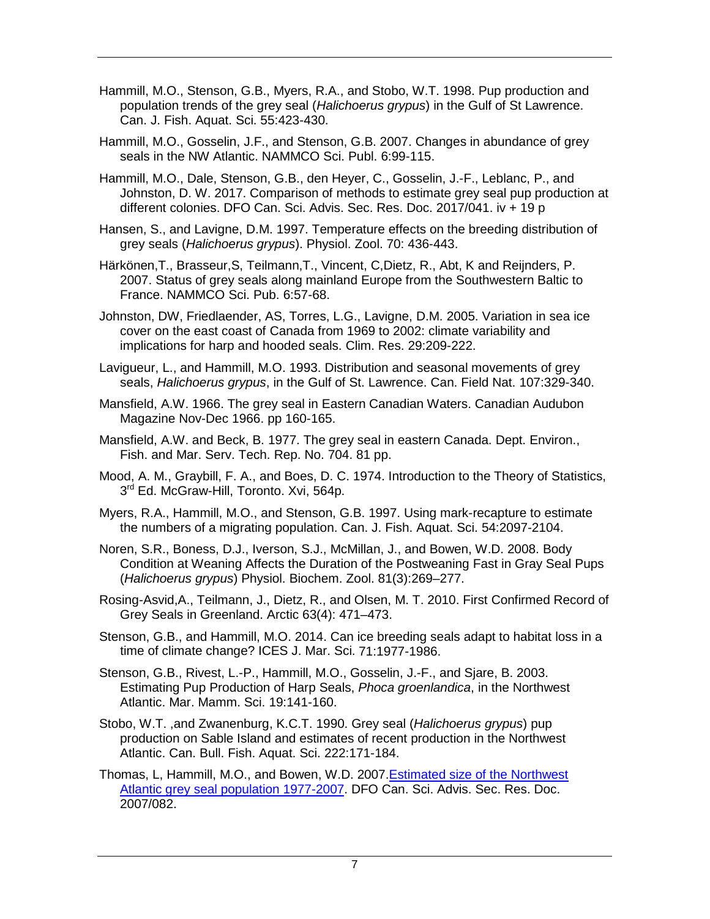Hammill, M.O., Stenson, G.B., Myers, R.A., and Stobo, W.T. 1998. Pup production and population trends of the grey seal (*Halichoerus grypus*) in the Gulf of St Lawrence. Can. J. Fish. Aquat. Sci. 55:423-430.

Hammill, M.O., Gosselin, J.F., and Stenson, G.B. 2007. Changes in abundance of grey seals in the NW Atlantic. NAMMCO Sci. Publ. 6:99-115.

Hammill, M.O., Dale, Stenson, G.B., den Heyer, C., Gosselin, J.-F., Leblanc, P., and Johnston, D. W. 2017. Comparison of methods to estimate grey seal pup production at different colonies. DFO Can. Sci. Advis. Sec. Res. Doc. 2017/041. iv + 19 p

Hansen, S., and Lavigne, D.M. 1997. Temperature effects on the breeding distribution of grey seals (*Halichoerus grypus*). Physiol. Zool. 70: 436-443.

Härkönen,T., Brasseur,S, Teilmann,T., Vincent, C,Dietz, R., Abt, K and Reijnders, P. 2007. Status of grey seals along mainland Europe from the Southwestern Baltic to France. NAMMCO Sci. Pub. 6:57-68.

Johnston, DW, Friedlaender, AS, Torres, L.G., Lavigne, D.M. 2005. Variation in sea ice cover on the east coast of Canada from 1969 to 2002: climate variability and implications for harp and hooded seals. Clim. Res. 29:209-222.

Lavigueur, L., and Hammill, M.O. 1993. Distribution and seasonal movements of grey seals, *Halichoerus grypus*, in the Gulf of St. Lawrence. Can. Field Nat. 107:329-340.

Mansfield, A.W. 1966. The grey seal in Eastern Canadian Waters. Canadian Audubon Magazine Nov-Dec 1966. pp 160-165.

Mansfield, A.W. and Beck, B. 1977. The grey seal in eastern Canada. Dept. Environ., Fish. and Mar. Serv. Tech. Rep. No. 704. 81 pp.

Mood, A. M., Graybill, F. A., and Boes, D. C. 1974. Introduction to the Theory of Statistics, 3rd Ed. McGraw-Hill, Toronto. Xvi, 564p.

Myers, R.A., Hammill, M.O., and Stenson, G.B. 1997. Using mark-recapture to estimate the numbers of a migrating population. Can. J. Fish. Aquat. Sci. 54:2097-2104.

Noren, S.R., Boness, D.J., Iverson, S.J., McMillan, J., and Bowen, W.D. 2008. Body Condition at Weaning Affects the Duration of the Postweaning Fast in Gray Seal Pups (*Halichoerus grypus*) Physiol. Biochem. Zool. 81(3):269–277.

Rosing-Asvid,A., Teilmann, J., Dietz, R., and Olsen, M. T. 2010. First Confirmed Record of Grey Seals in Greenland. Arctic 63(4): 471–473.

Stenson, G.B., and Hammill, M.O. 2014. Can ice breeding seals adapt to habitat loss in a time of climate change? ICES J. Mar. Sci. 71:1977-1986.

Stenson, G.B., Rivest, L.-P., Hammill, M.O., Gosselin, J.-F., and Sjare, B. 2003. Estimating Pup Production of Harp Seals, *Phoca groenlandica*, in the Northwest Atlantic. Mar. Mamm. Sci. 19:141-160.

Stobo, W.T. ,and Zwanenburg, K.C.T. 1990. Grey seal (*Halichoerus grypus*) pup production on Sable Island and estimates of recent production in the Northwest Atlantic. Can. Bull. Fish. Aquat. Sci. 222:171-184.

Thomas, L, Hammill, M.O., and Bowen, W.D. 2007.Estimated size of the Northwest Atlantic grey seal population 1977-2007. DFO Can. Sci. Advis. Sec. Res. Doc. 2007/082.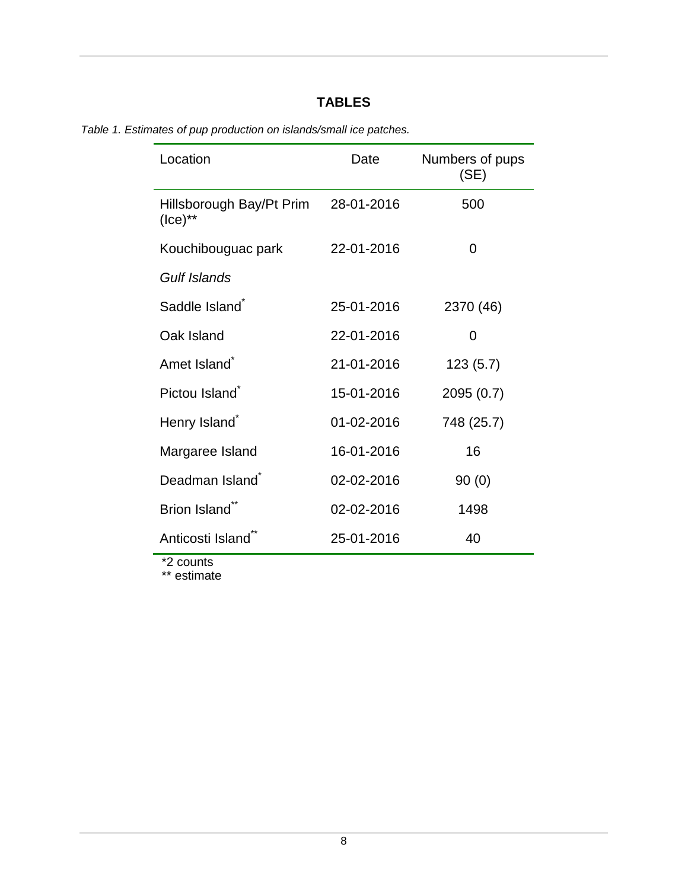# TABLES

*Table 1. Estimates of pup production on islands/small ice patches.*

| Location | Date | Numbers of pups (SE) |
|---|---|---|
| Hillsborough Bay/Pt Prim (Ice)** | 28-01-2016 | 500 |
| Kouchibouguac park | 22-01-2016 | 0 |
| *Gulf Islands* | | |
| Saddle Island* | 25-01-2016 | 2370 (46) |
| Oak Island | 22-01-2016 | 0 |
| Amet Island* | 21-01-2016 | 123 (5.7) |
| Pictou Island* | 15-01-2016 | 2095 (0.7) |
| Henry Island* | 01-02-2016 | 748 (25.7) |
| Margaree Island | 16-01-2016 | 16 |
| Deadman Island* | 02-02-2016 | 90 (0) |
| Brion Island** | 02-02-2016 | 1498 |
| Anticosti Island** | 25-01-2016 | 40 |

*2 counts  
** estimate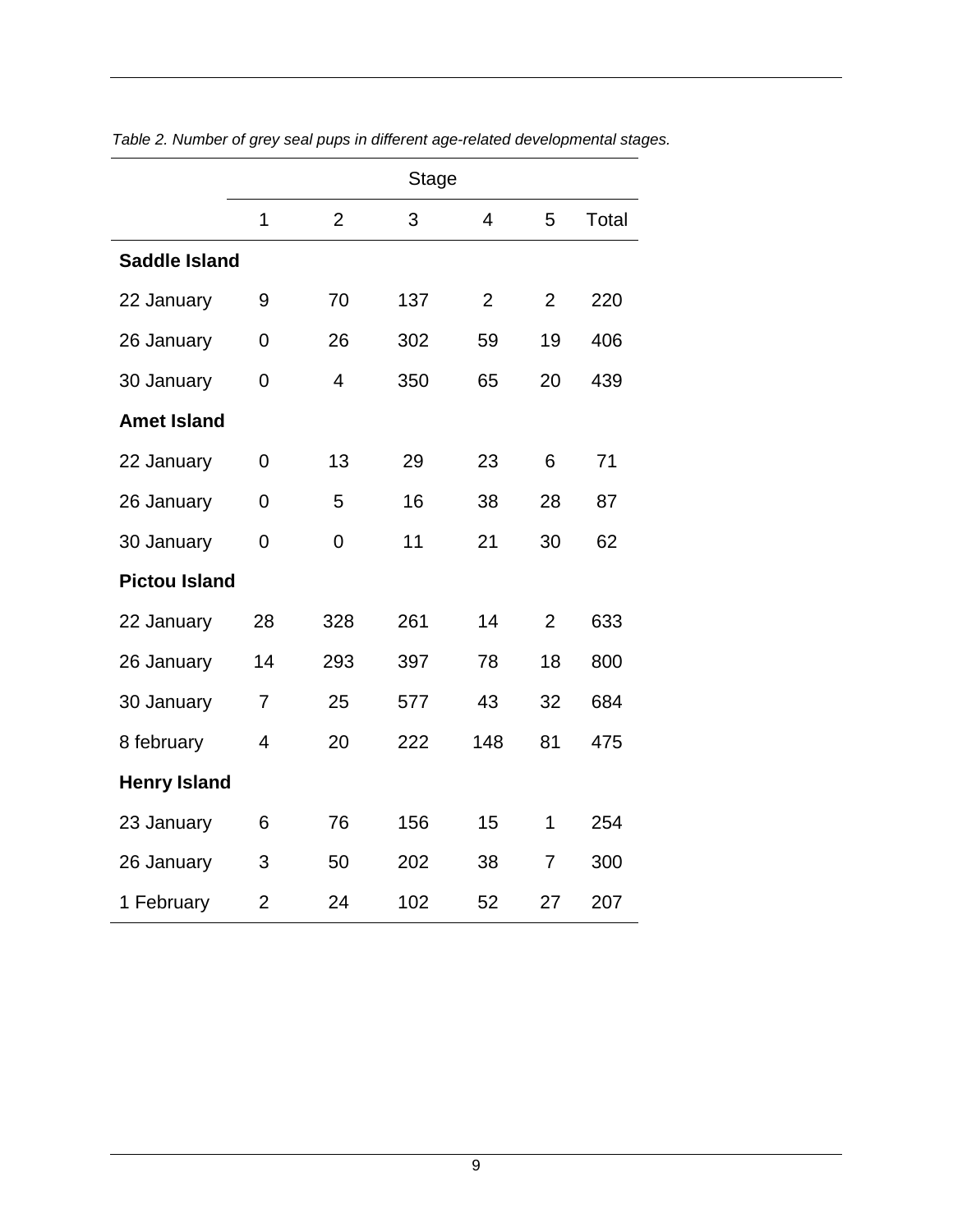*Table 2. Number of grey seal pups in different age-related developmental stages.*

| | Stage | | | | | |
|---|---|---|---|---|---|---|
| | 1 | 2 | 3 | 4 | 5 | Total |
| **Saddle Island** | | | | | | |
| 22 January | 9 | 70 | 137 | 2 | 2 | 220 |
| 26 January | 0 | 26 | 302 | 59 | 19 | 406 |
| 30 January | 0 | 4 | 350 | 65 | 20 | 439 |
| **Amet Island** | | | | | | |
| 22 January | 0 | 13 | 29 | 23 | 6 | 71 |
| 26 January | 0 | 5 | 16 | 38 | 28 | 87 |
| 30 January | 0 | 0 | 11 | 21 | 30 | 62 |
| **Pictou Island** | | | | | | |
| 22 January | 28 | 328 | 261 | 14 | 2 | 633 |
| 26 January | 14 | 293 | 397 | 78 | 18 | 800 |
| 30 January | 7 | 25 | 577 | 43 | 32 | 684 |
| 8 february | 4 | 20 | 222 | 148 | 81 | 475 |
| **Henry Island** | | | | | | |
| 23 January | 6 | 76 | 156 | 15 | 1 | 254 |
| 26 January | 3 | 50 | 202 | 38 | 7 | 300 |
| 1 February | 2 | 24 | 102 | 52 | 27 | 207 |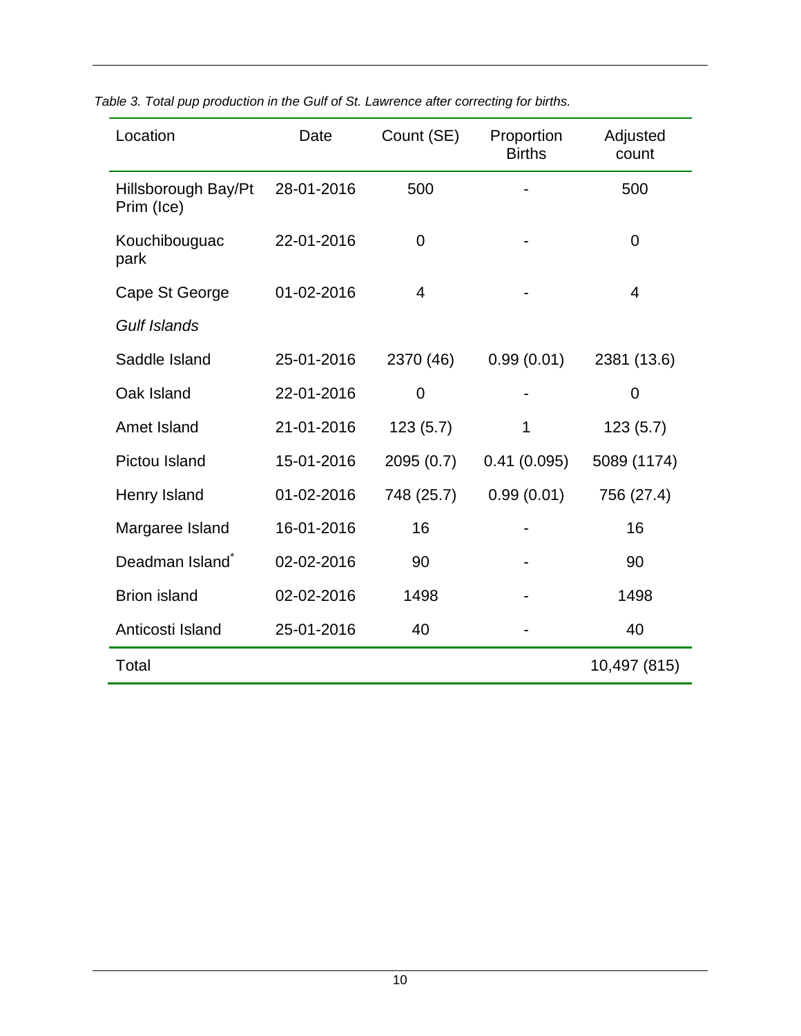*Table 3. Total pup production in the Gulf of St. Lawrence after correcting for births.*

| Location | Date | Count (SE) | Proportion Births | Adjusted count |
|---|---|---|---|---|
| Hillsborough Bay/Pt Prim (Ice) | 28-01-2016 | 500 | - | 500 |
| Kouchibouguac park | 22-01-2016 | 0 | - | 0 |
| Cape St George | 01-02-2016 | 4 | - | 4 |
| *Gulf Islands* | | | | |
| Saddle Island | 25-01-2016 | 2370 (46) | 0.99 (0.01) | 2381 (13.6) |
| Oak Island | 22-01-2016 | 0 | - | 0 |
| Amet Island | 21-01-2016 | 123 (5.7) | 1 | 123 (5.7) |
| Pictou Island | 15-01-2016 | 2095 (0.7) | 0.41 (0.095) | 5089 (1174) |
| Henry Island | 01-02-2016 | 748 (25.7) | 0.99 (0.01) | 756 (27.4) |
| Margaree Island | 16-01-2016 | 16 | - | 16 |
| Deadman Island* | 02-02-2016 | 90 | - | 90 |
| Brion island | 02-02-2016 | 1498 | - | 1498 |
| Anticosti Island | 25-01-2016 | 40 | - | 40 |
| Total | | | | 10,497 (815) |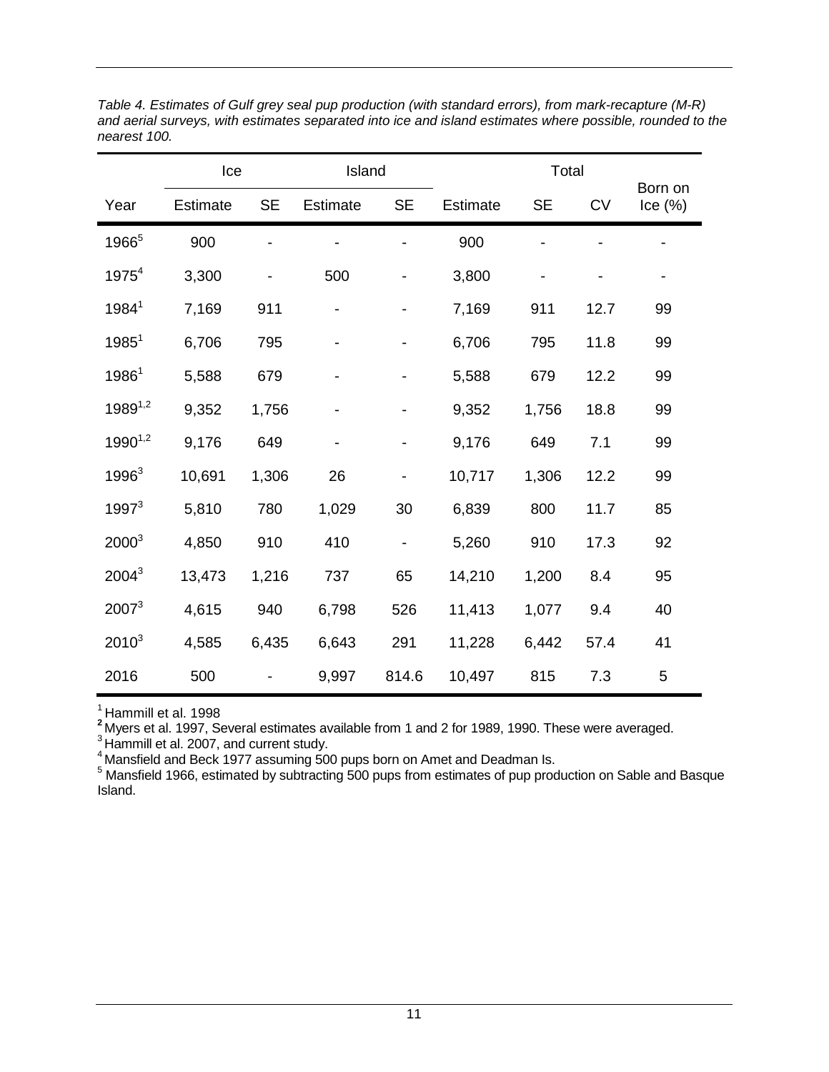*Table 4. Estimates of Gulf grey seal pup production (with standard errors), from mark-recapture (M-R) and aerial surveys, with estimates separated into ice and island estimates where possible, rounded to the nearest 100.*

| | Ice | | Island | | Total | | | |
|---|---|---|---|---|---|---|---|---|
| Year | Estimate | SE | Estimate | SE | Estimate | SE | CV | Born on Ice (%) |
| 1966[5] | 900 | - | - | - | 900 | - | - | - |
| 1975[4] | 3,300 | - | 500 | - | 3,800 | - | - | - |
| 1984[1] | 7,169 | 911 | - | - | 7,169 | 911 | 12.7 | 99 |
| 1985[1] | 6,706 | 795 | - | - | 6,706 | 795 | 11.8 | 99 |
| 1986[1] | 5,588 | 679 | - | - | 5,588 | 679 | 12.2 | 99 |
| 1989[1,2] | 9,352 | 1,756 | - | - | 9,352 | 1,756 | 18.8 | 99 |
| 1990[1,2] | 9,176 | 649 | - | - | 9,176 | 649 | 7.1 | 99 |
| 1996[3] | 10,691 | 1,306 | 26 | - | 10,717 | 1,306 | 12.2 | 99 |
| 1997[3] | 5,810 | 780 | 1,029 | 30 | 6,839 | 800 | 11.7 | 85 |
| 2000[3] | 4,850 | 910 | 410 | - | 5,260 | 910 | 17.3 | 92 |
| 2004[3] | 13,473 | 1,216 | 737 | 65 | 14,210 | 1,200 | 8.4 | 95 |
| 2007[3] | 4,615 | 940 | 6,798 | 526 | 11,413 | 1,077 | 9.4 | 40 |
| 2010[3] | 4,585 | 6,435 | 6,643 | 291 | 11,228 | 6,442 | 57.4 | 41 |
| 2016 | 500 | - | 9,997 | 814.6 | 10,497 | 815 | 7.3 | 5 |

[1] Hammill et al. 1998
[2] Myers et al. 1997, Several estimates available from 1 and 2 for 1989, 1990. These were averaged.
[3] Hammill et al. 2007, and current study.
[4] Mansfield and Beck 1977 assuming 500 pups born on Amet and Deadman Is.
[5] Mansfield 1966, estimated by subtracting 500 pups from estimates of pup production on Sable and Basque Island.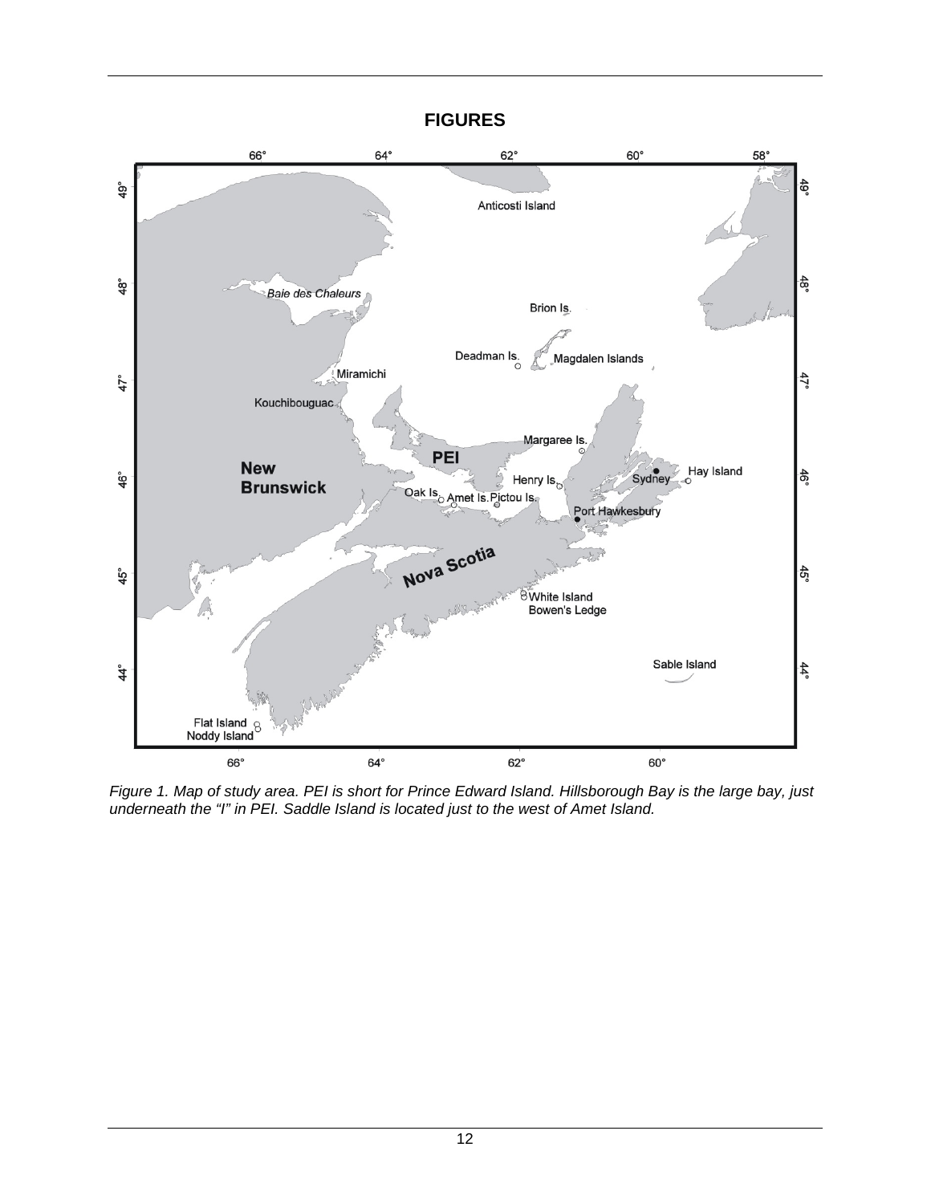# FIGURES

*Figure 1. Map of study area. PEI is short for Prince Edward Island. Hillsborough Bay is the large bay, just underneath the "I" in PEI. Saddle Island is located just to the west of Amet Island.*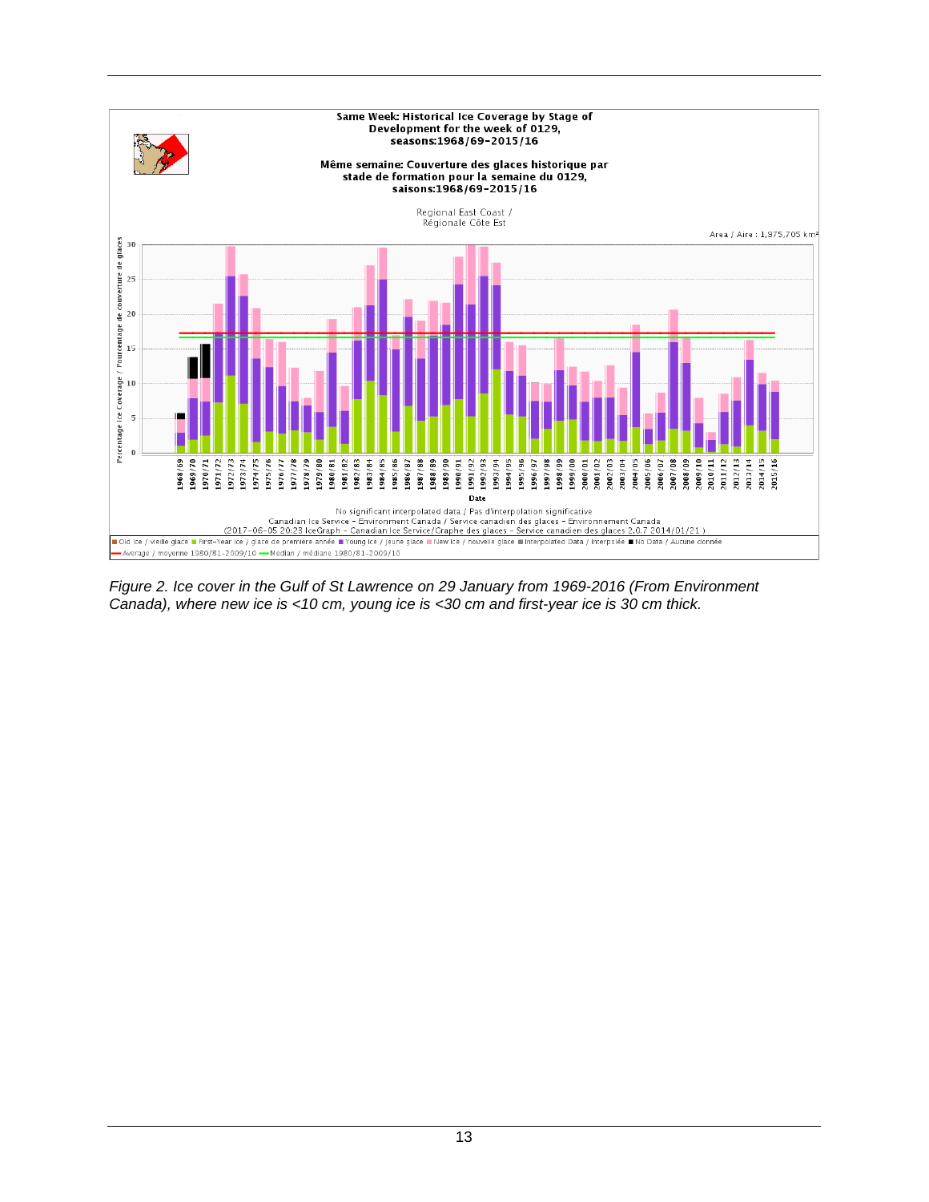Same Week: Historical Ice Coverage by Stage of Development for the week of 0129, seasons:1968/69-2015/16

Même semaine: Couverture des glaces historique par stade de formation pour la semaine du 0129, saisons:1968/69-2015/16

Regional East Coast / Régionale Côte Est

Area / Aire : 1,975,705 km²

No significant interpolated data / Pas d'interpolation significative
Canadian Ice Service - Environment Canada / Service canadien des glaces - Environnement Canada
(2017-06-05 20:23 IceGraph - Canadian Ice Service/Graphe des glaces - Service canadien des glaces 2.0.7 2014/01/21 )

Old Ice / vieille glace ■ First-Year Ice / glace de première année ■ Young Ice / jeune glace ■ New Ice / nouvelle glace ■ Interpolated Data / Interpolée ■ No Data / Aucune donnée
— Average / moyenne 1980/81-2009/10 — Median / médiane 1980/81-2009/10

*Figure 2. Ice cover in the Gulf of St Lawrence on 29 January from 1969-2016 (From Environment Canada), where new ice is <10 cm, young ice is <30 cm and first-year ice is 30 cm thick.*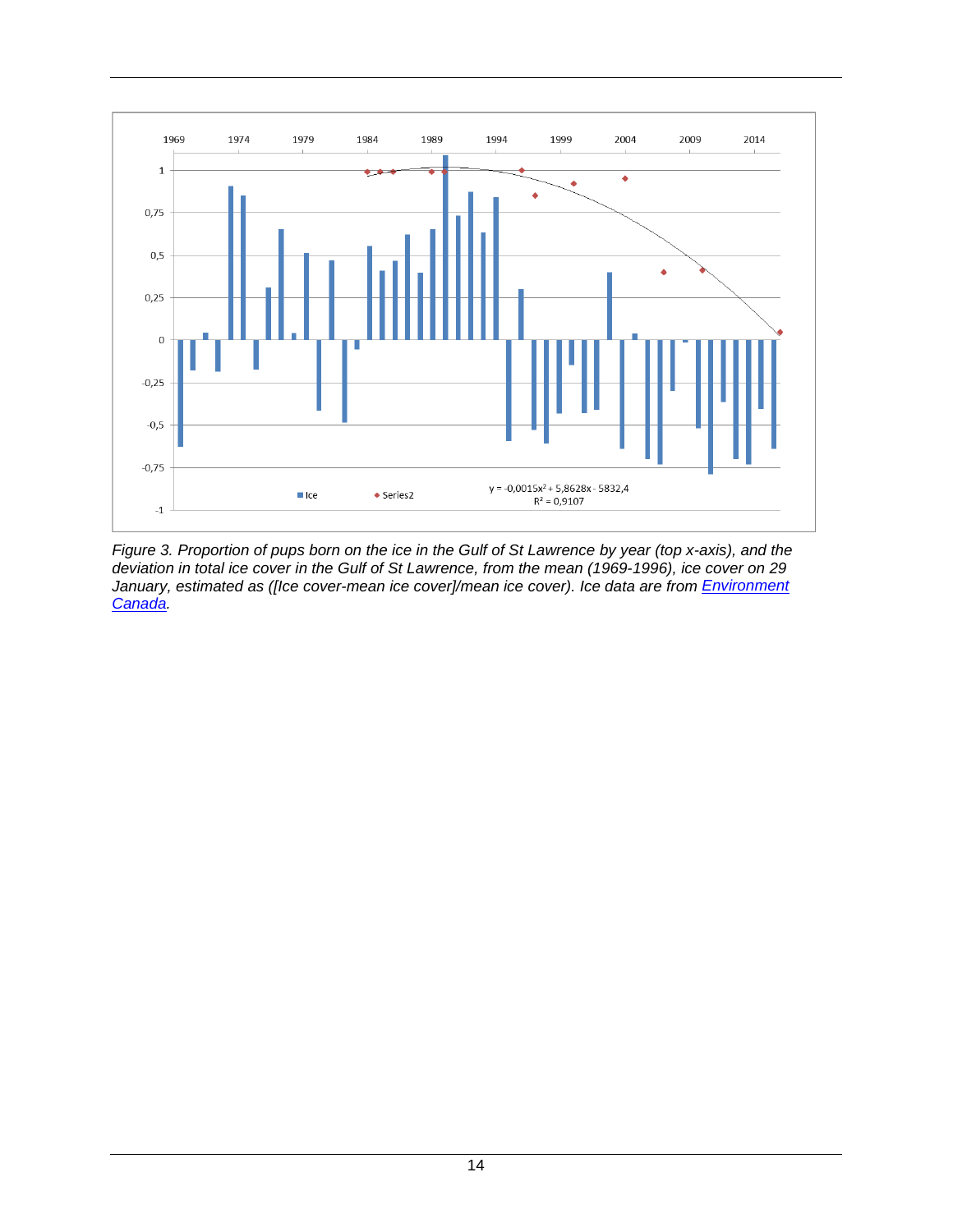1969 1974 1979 1984 1989 1994 1999 2004 2009 2014

1
0,75
0,5
0,25
0
-0,25
-0,5
-0,75
-1

Ice
Series2

$y = -0{,}0015x^2 + 5{,}8628x - 5832{,}4$

$R^2 = 0{,}9107$

*Figure 3. Proportion of pups born on the ice in the Gulf of St Lawrence by year (top x-axis), and the deviation in total ice cover in the Gulf of St Lawrence, from the mean (1969-1996), ice cover on 29 January, estimated as ([Ice cover-mean ice cover]/mean ice cover). Ice data are from Environment Canada.*